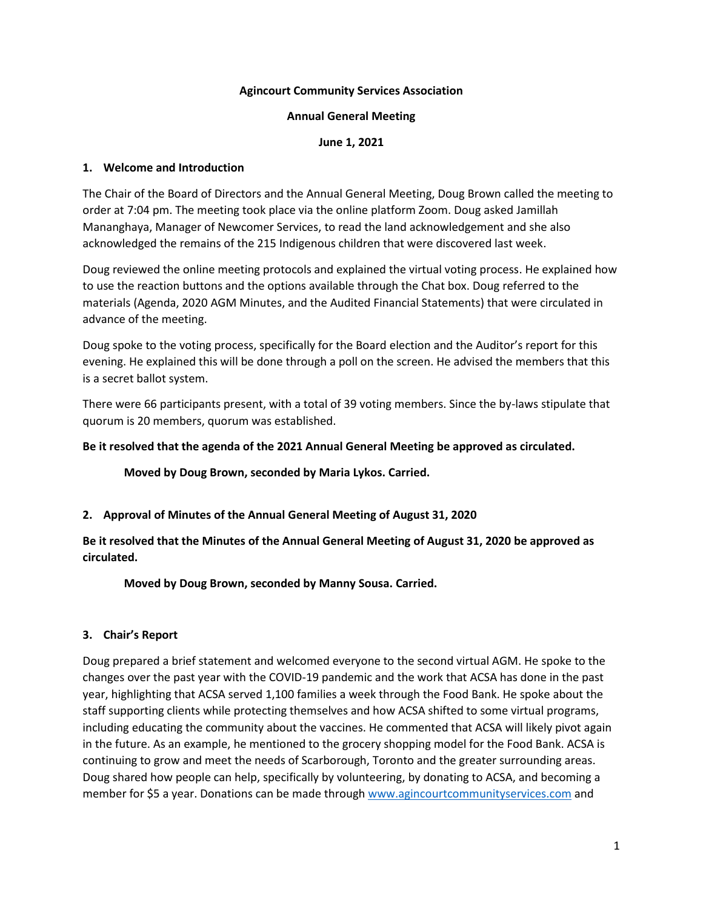**Agincourt Community Services Association**

**Annual General Meeting**

**June 1, 2021**

## 1. Welcome and Introduction

The Chair of the Board of Directors and the Annual General Meeting, Doug Brown called the meeting to order at 7:04 pm. The meeting took place via the online platform Zoom. Doug asked Jamillah Mananghaya, Manager of Newcomer Services, to read the land acknowledgement and she also acknowledged the remains of the 215 Indigenous children that were discovered last week.

Doug reviewed the online meeting protocols and explained the virtual voting process. He explained how to use the reaction buttons and the options available through the Chat box. Doug referred to the materials (Agenda, 2020 AGM Minutes, and the Audited Financial Statements) that were circulated in advance of the meeting.

Doug spoke to the voting process, specifically for the Board election and the Auditor's report for this evening. He explained this will be done through a poll on the screen. He advised the members that this is a secret ballot system.

There were 66 participants present, with a total of 39 voting members. Since the by-laws stipulate that quorum is 20 members, quorum was established.

**Be it resolved that the agenda of the 2021 Annual General Meeting be approved as circulated.**

**Moved by Doug Brown, seconded by Maria Lykos. Carried.**

## 2. Approval of Minutes of the Annual General Meeting of August 31, 2020

**Be it resolved that the Minutes of the Annual General Meeting of August 31, 2020 be approved as circulated.**

**Moved by Doug Brown, seconded by Manny Sousa. Carried.**

## 3. Chair's Report

Doug prepared a brief statement and welcomed everyone to the second virtual AGM. He spoke to the changes over the past year with the COVID-19 pandemic and the work that ACSA has done in the past year, highlighting that ACSA served 1,100 families a week through the Food Bank. He spoke about the staff supporting clients while protecting themselves and how ACSA shifted to some virtual programs, including educating the community about the vaccines. He commented that ACSA will likely pivot again in the future. As an example, he mentioned to the grocery shopping model for the Food Bank. ACSA is continuing to grow and meet the needs of Scarborough, Toronto and the greater surrounding areas. Doug shared how people can help, specifically by volunteering, by donating to ACSA, and becoming a member for $5 a year. Donations can be made through [www.agincourtcommunityservices.com](http://www.agincourtcommunityservices.com) and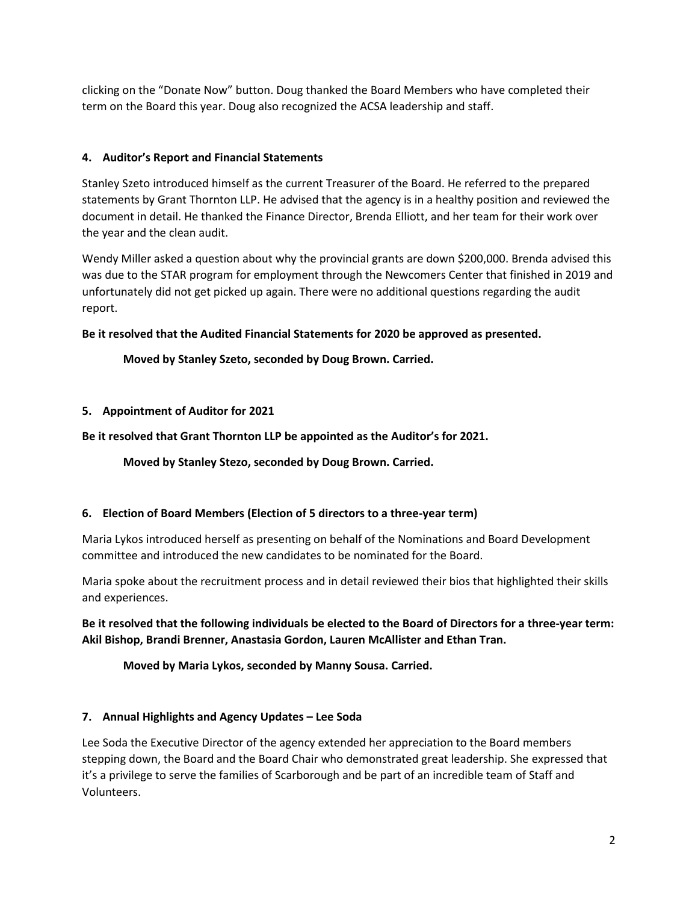clicking on the “Donate Now” button. Doug thanked the Board Members who have completed their term on the Board this year. Doug also recognized the ACSA leadership and staff.

#### 4. Auditor’s Report and Financial Statements

Stanley Szeto introduced himself as the current Treasurer of the Board. He referred to the prepared statements by Grant Thornton LLP. He advised that the agency is in a healthy position and reviewed the document in detail. He thanked the Finance Director, Brenda Elliott, and her team for their work over the year and the clean audit.

Wendy Miller asked a question about why the provincial grants are down $200,000. Brenda advised this was due to the STAR program for employment through the Newcomers Center that finished in 2019 and unfortunately did not get picked up again. There were no additional questions regarding the audit report.

**Be it resolved that the Audited Financial Statements for 2020 be approved as presented.**

**Moved by Stanley Szeto, seconded by Doug Brown. Carried.**

#### 5. Appointment of Auditor for 2021

**Be it resolved that Grant Thornton LLP be appointed as the Auditor’s for 2021.**

**Moved by Stanley Stezo, seconded by Doug Brown. Carried.**

#### 6. Election of Board Members (Election of 5 directors to a three-year term)

Maria Lykos introduced herself as presenting on behalf of the Nominations and Board Development committee and introduced the new candidates to be nominated for the Board.

Maria spoke about the recruitment process and in detail reviewed their bios that highlighted their skills and experiences.

**Be it resolved that the following individuals be elected to the Board of Directors for a three-year term: Akil Bishop, Brandi Brenner, Anastasia Gordon, Lauren McAllister and Ethan Tran.**

**Moved by Maria Lykos, seconded by Manny Sousa. Carried.**

#### 7. Annual Highlights and Agency Updates – Lee Soda

Lee Soda the Executive Director of the agency extended her appreciation to the Board members stepping down, the Board and the Board Chair who demonstrated great leadership. She expressed that it’s a privilege to serve the families of Scarborough and be part of an incredible team of Staff and Volunteers.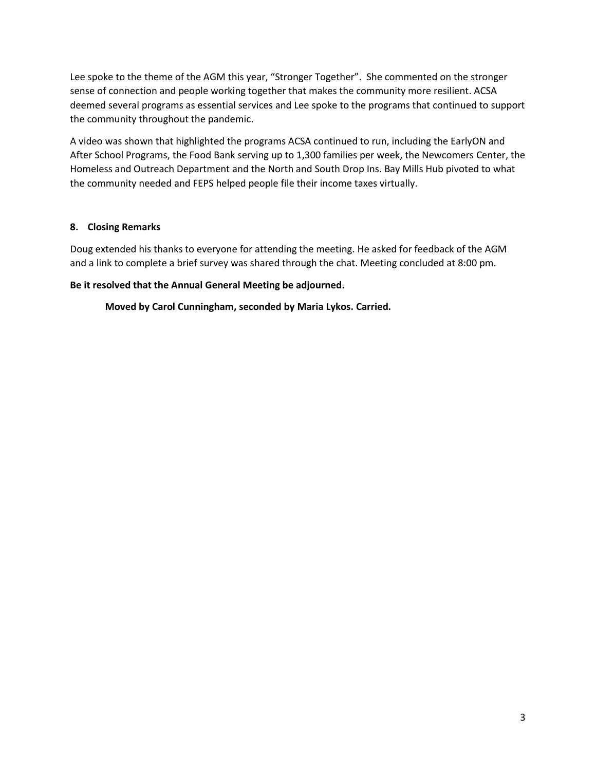Lee spoke to the theme of the AGM this year, “Stronger Together”. She commented on the stronger sense of connection and people working together that makes the community more resilient. ACSA deemed several programs as essential services and Lee spoke to the programs that continued to support the community throughout the pandemic.

A video was shown that highlighted the programs ACSA continued to run, including the EarlyON and After School Programs, the Food Bank serving up to 1,300 families per week, the Newcomers Center, the Homeless and Outreach Department and the North and South Drop Ins. Bay Mills Hub pivoted to what the community needed and FEPS helped people file their income taxes virtually.

## 8. Closing Remarks

Doug extended his thanks to everyone for attending the meeting. He asked for feedback of the AGM and a link to complete a brief survey was shared through the chat. Meeting concluded at 8:00 pm.

**Be it resolved that the Annual General Meeting be adjourned.**

**Moved by Carol Cunningham, seconded by Maria Lykos. Carried.**